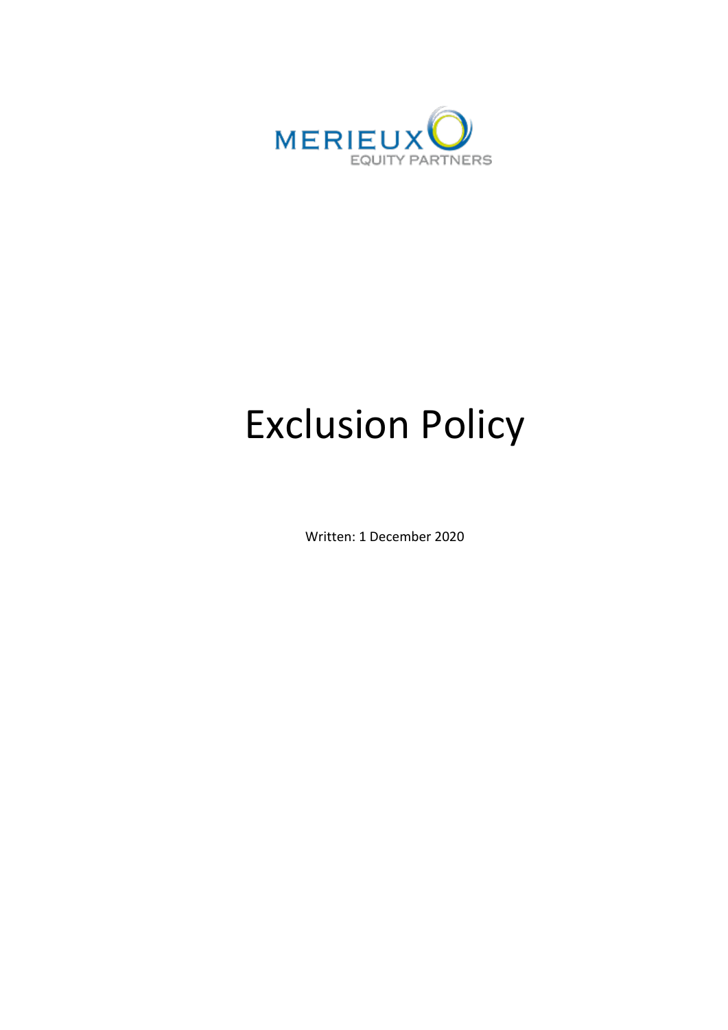MERIEUX EQUITY PARTNERS

# Exclusion Policy

Written: 1 December 2020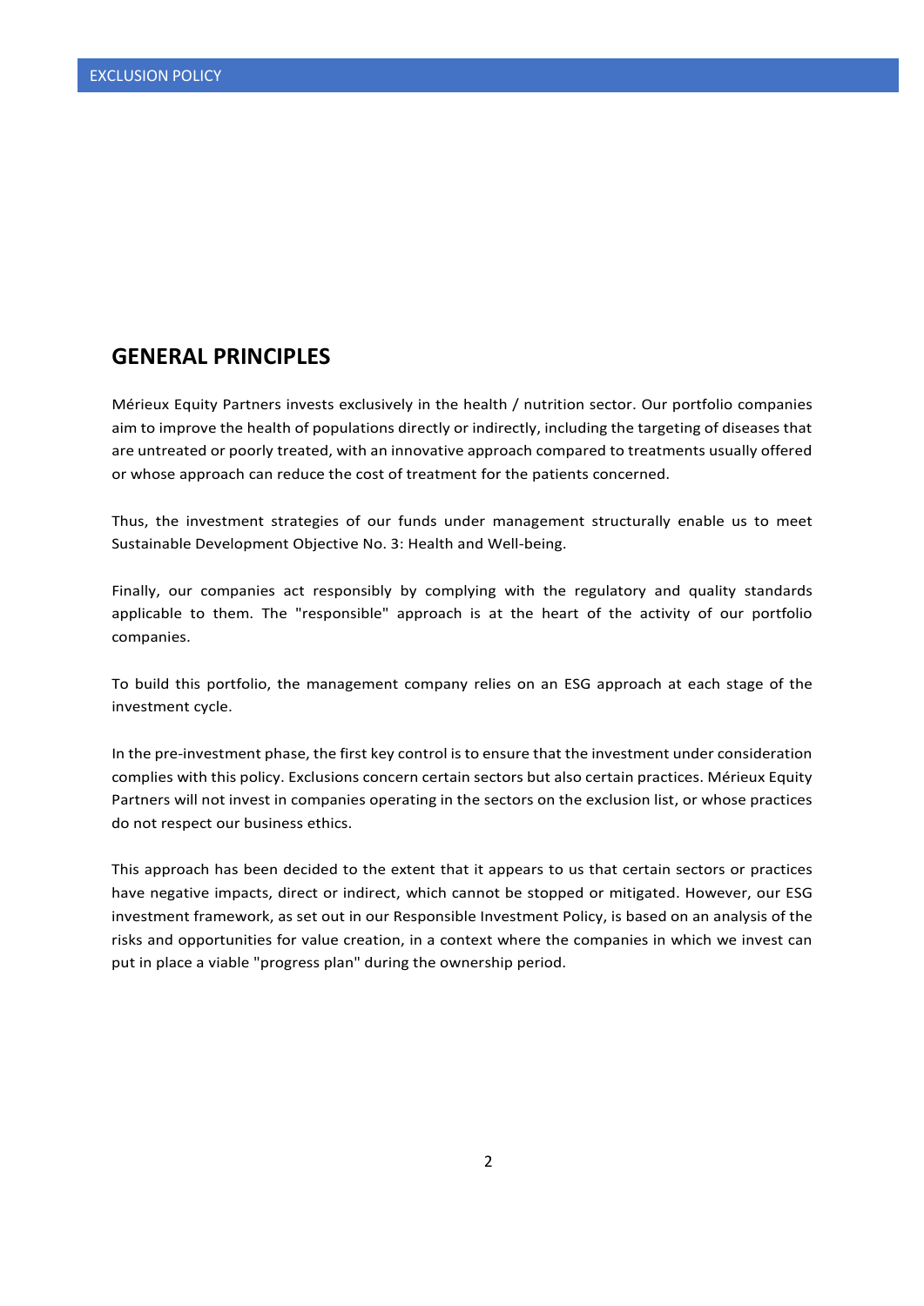## GENERAL PRINCIPLES

Mérieux Equity Partners invests exclusively in the health / nutrition sector. Our portfolio companies aim to improve the health of populations directly or indirectly, including the targeting of diseases that are untreated or poorly treated, with an innovative approach compared to treatments usually offered or whose approach can reduce the cost of treatment for the patients concerned.

Thus, the investment strategies of our funds under management structurally enable us to meet Sustainable Development Objective No. 3: Health and Well-being.

Finally, our companies act responsibly by complying with the regulatory and quality standards applicable to them. The "responsible" approach is at the heart of the activity of our portfolio companies.

To build this portfolio, the management company relies on an ESG approach at each stage of the investment cycle.

In the pre-investment phase, the first key control is to ensure that the investment under consideration complies with this policy. Exclusions concern certain sectors but also certain practices. Mérieux Equity Partners will not invest in companies operating in the sectors on the exclusion list, or whose practices do not respect our business ethics.

This approach has been decided to the extent that it appears to us that certain sectors or practices have negative impacts, direct or indirect, which cannot be stopped or mitigated. However, our ESG investment framework, as set out in our Responsible Investment Policy, is based on an analysis of the risks and opportunities for value creation, in a context where the companies in which we invest can put in place a viable "progress plan" during the ownership period.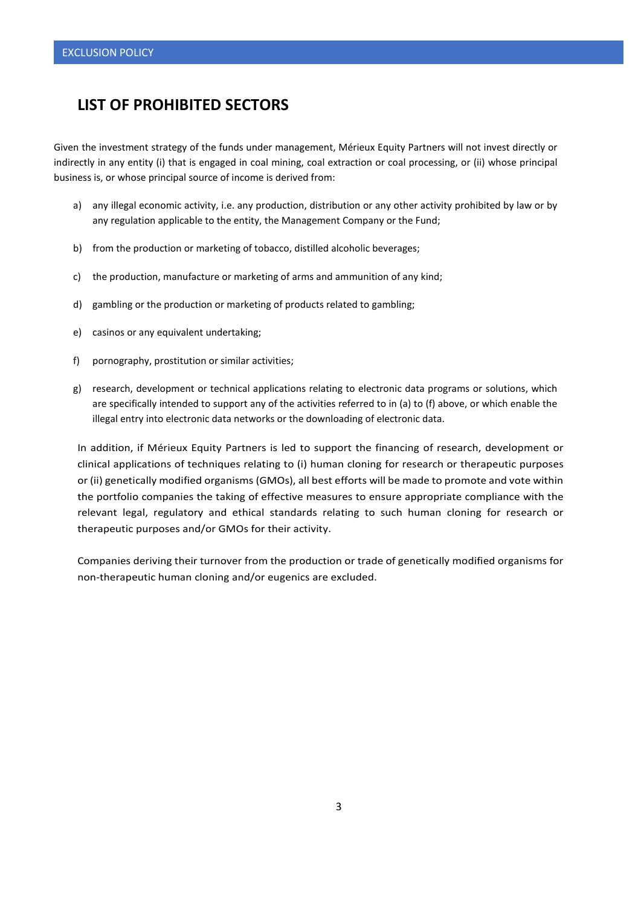## LIST OF PROHIBITED SECTORS

Given the investment strategy of the funds under management, Mérieux Equity Partners will not invest directly or indirectly in any entity (i) that is engaged in coal mining, coal extraction or coal processing, or (ii) whose principal business is, or whose principal source of income is derived from:

a) any illegal economic activity, i.e. any production, distribution or any other activity prohibited by law or by any regulation applicable to the entity, the Management Company or the Fund;

b) from the production or marketing of tobacco, distilled alcoholic beverages;

c) the production, manufacture or marketing of arms and ammunition of any kind;

d) gambling or the production or marketing of products related to gambling;

e) casinos or any equivalent undertaking;

f) pornography, prostitution or similar activities;

g) research, development or technical applications relating to electronic data programs or solutions, which are specifically intended to support any of the activities referred to in (a) to (f) above, or which enable the illegal entry into electronic data networks or the downloading of electronic data.

In addition, if Mérieux Equity Partners is led to support the financing of research, development or clinical applications of techniques relating to (i) human cloning for research or therapeutic purposes or (ii) genetically modified organisms (GMOs), all best efforts will be made to promote and vote within the portfolio companies the taking of effective measures to ensure appropriate compliance with the relevant legal, regulatory and ethical standards relating to such human cloning for research or therapeutic purposes and/or GMOs for their activity.

Companies deriving their turnover from the production or trade of genetically modified organisms for non-therapeutic human cloning and/or eugenics are excluded.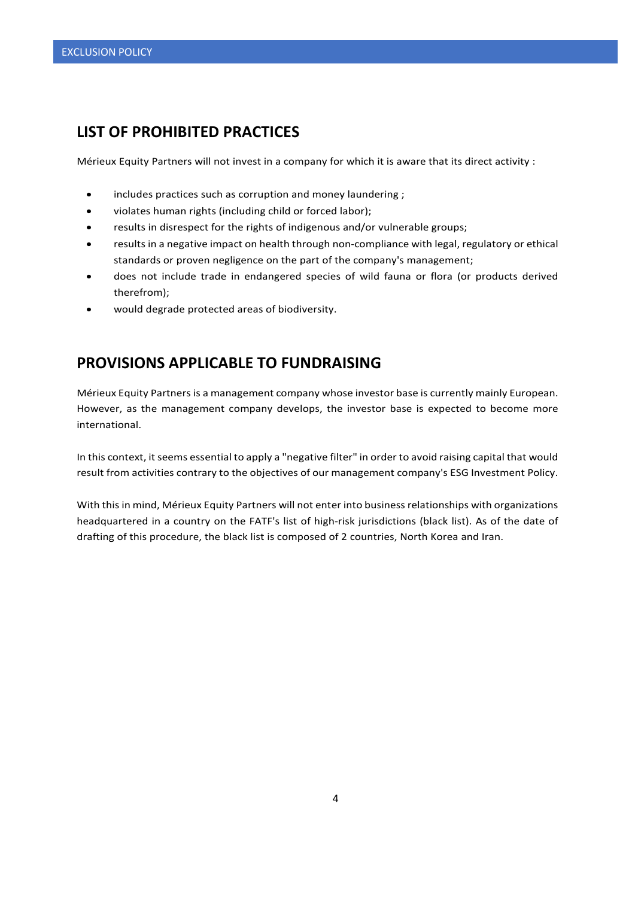## LIST OF PROHIBITED PRACTICES

Mérieux Equity Partners will not invest in a company for which it is aware that its direct activity :

- includes practices such as corruption and money laundering ;
- violates human rights (including child or forced labor);
- results in disrespect for the rights of indigenous and/or vulnerable groups;
- results in a negative impact on health through non-compliance with legal, regulatory or ethical standards or proven negligence on the part of the company's management;
- does not include trade in endangered species of wild fauna or flora (or products derived therefrom);
- would degrade protected areas of biodiversity.

## PROVISIONS APPLICABLE TO FUNDRAISING

Mérieux Equity Partners is a management company whose investor base is currently mainly European. However, as the management company develops, the investor base is expected to become more international.

In this context, it seems essential to apply a "negative filter" in order to avoid raising capital that would result from activities contrary to the objectives of our management company's ESG Investment Policy.

With this in mind, Mérieux Equity Partners will not enter into business relationships with organizations headquartered in a country on the FATF's list of high-risk jurisdictions (black list). As of the date of drafting of this procedure, the black list is composed of 2 countries, North Korea and Iran.